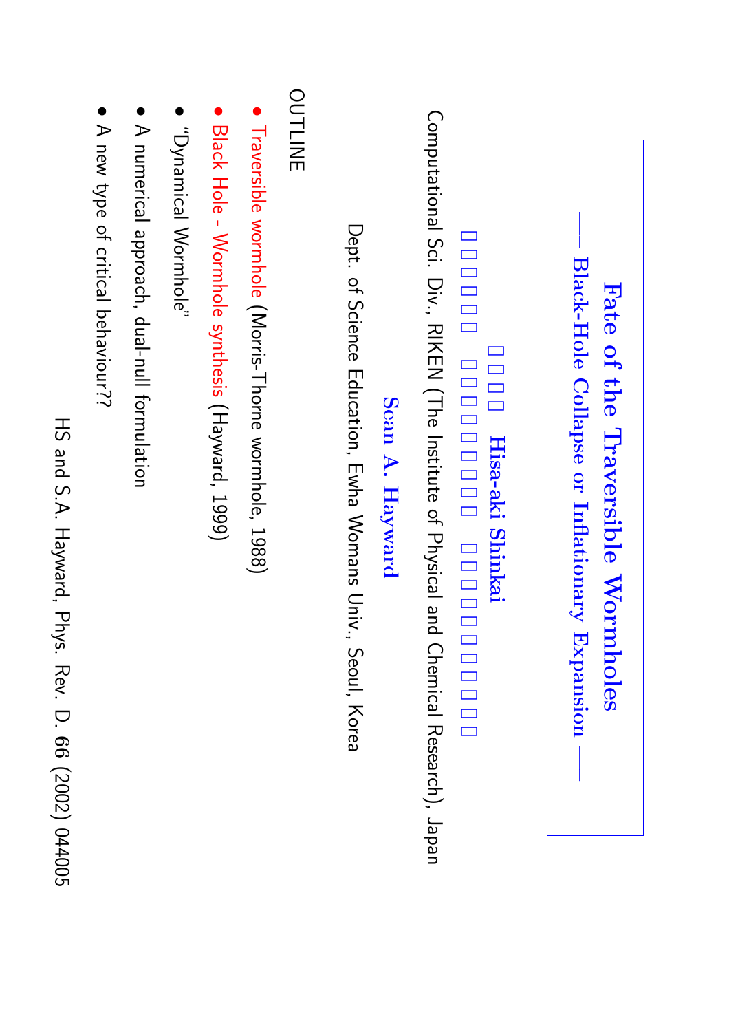# Fate of the Traversible Wormholes

## — Black-Hole Collapse or Inflationary Expansion —

**Hisa-aki Shinkai**

Computational Sci. Div., RIKEN (The Institute of Physical and Chemical Research), Japan

**Sean A. Hayward**

Dept. of Science Education, Ewha Womans Univ., Seoul, Korea

OUTLINE

- Traversible wormhole (Morris-Thorne wormhole, 1988)
- Black Hole - Wormhole synthesis (Hayward, 1999)
- "Dynamical Wormhole"
- A numerical approach, dual-null formulation
- A new type of critical behaviour??

HS and S.A. Hayward, Phys. Rev. D. **66** (2002) 044005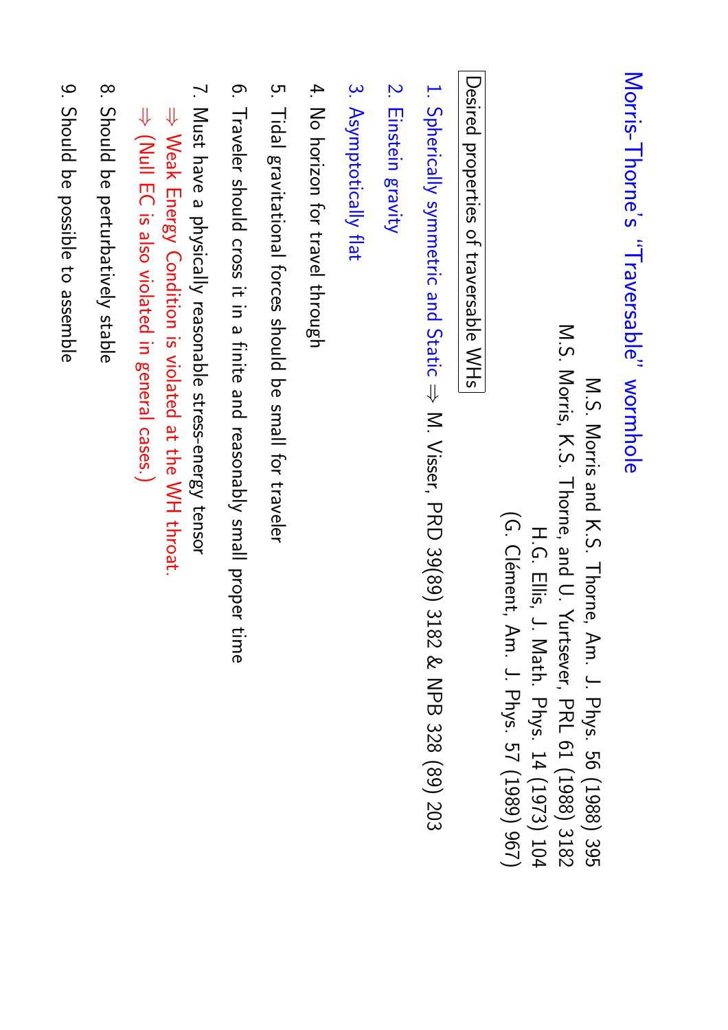# Morris-Thorne's "Traversable" wormhole

M.S. Morris and K.S. Thorne, Am. J. Phys. 56 (1988) 395
M.S. Morris, K.S. Thorne, and U. Yurtsever, PRL 61 (1988) 3182
H.G. Ellis, J. Math. Phys. 14 (1973) 104
(G. Clément, Am. J. Phys. 57 (1989) 967)

**Desired properties of traversable WHs**

1. Spherically symmetric and Static ⇒ M. Visser, PRD 39(89) 3182 & NPB 328 (89) 203
2. Einstein gravity
3. Asymptotically flat
4. No horizon for travel through
5. Tidal gravitational forces should be small for traveler
6. Traveler should cross it in a finite and reasonably small proper time
7. Must have a physically reasonable stress-energy tensor
   ⇒ Weak Energy Condition is violated at the WH throat.
   ⇒ (Null EC is also violated in general cases.)
8. Should be perturbatively stable
9. Should be possible to assemble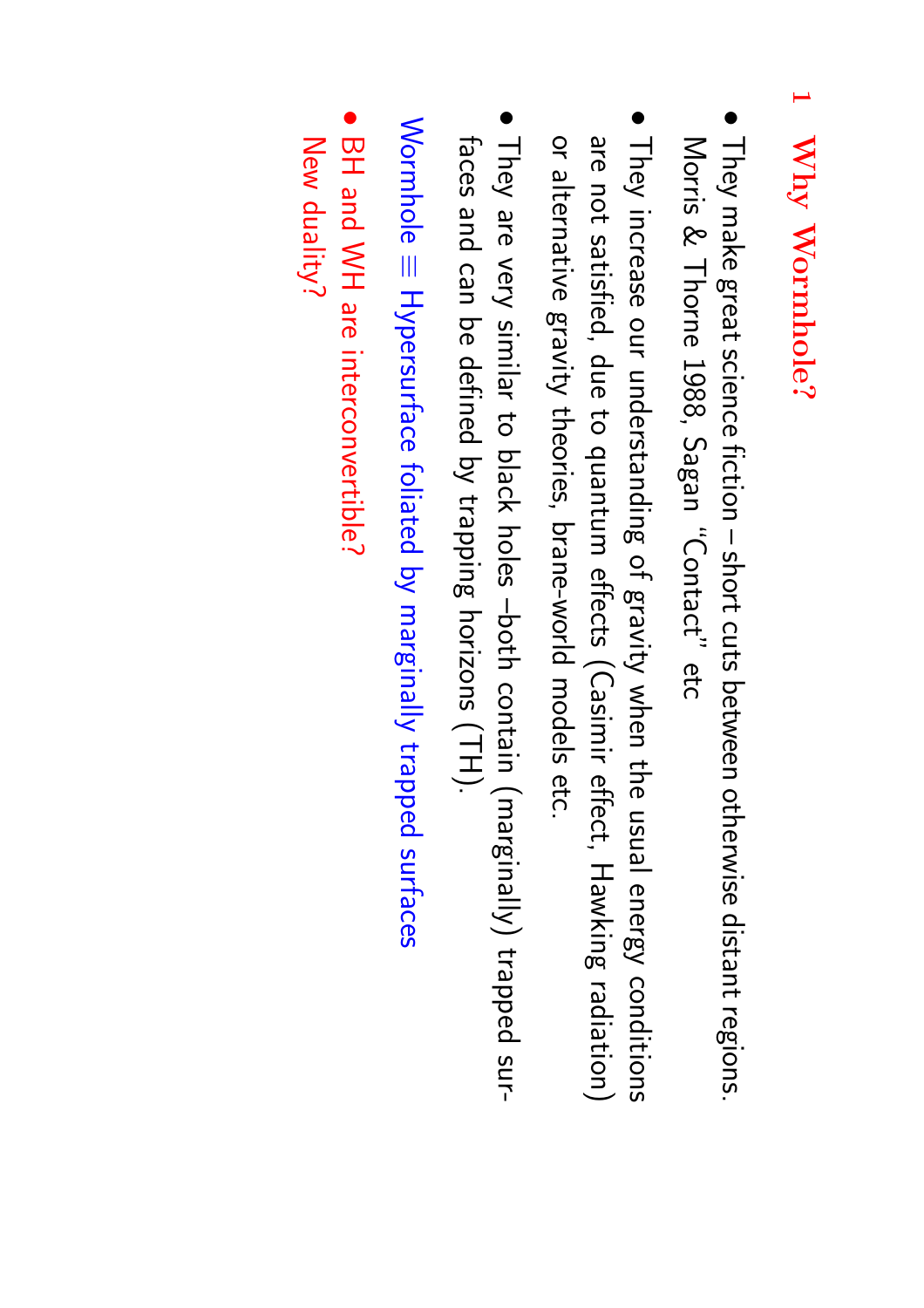# 1 Why Wormhole?

- They make great science fiction – short cuts between otherwise distant regions. Morris & Thorne 1988, Sagan "Contact" etc
- They increase our understanding of gravity when the usual energy conditions are not satisfied, due to quantum effects (Casimir effect, Hawking radiation) or alternative gravity theories, brane-world models etc.
- They are very similar to black holes –both contain (marginally) trapped surfaces and can be defined by trapping horizons (TH).

Wormhole $\equiv$ Hypersurface foliated by marginally trapped surfaces

- BH and WH are interconvertible?
  New duality?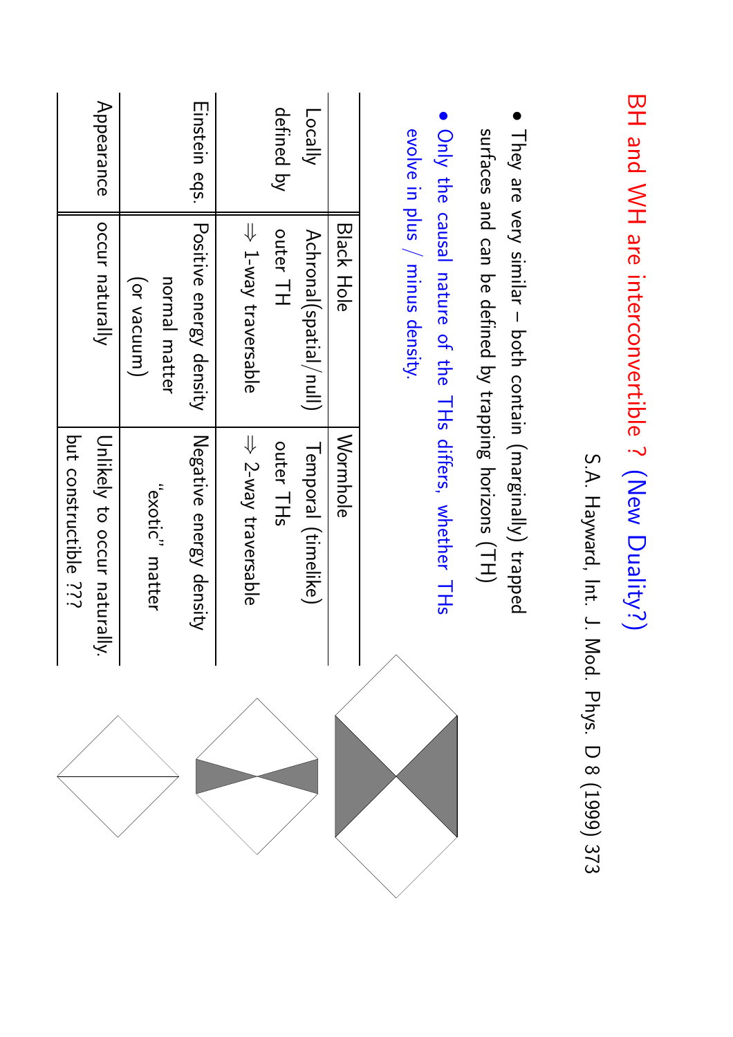# BH and WH are interconvertible ? (New Duality?)

S.A. Hayward, Int. J. Mod. Phys. D 8 (1999) 373

- They are very similar – both contain (marginally) trapped surfaces and can be defined by trapping horizons (TH)
- Only the causal nature of the THs differs, whether THs evolve in plus / minus density.

| | Black Hole | Wormhole |
|---|---|---|
| Locally defined by | Achronal(spatial/null) outer TH ⇒ 1-way traversable | Temporal (timelike) outer THs ⇒ 2-way traversable |
| Einstein eqs. | Positive energy density normal matter (or vacuum) | Negative energy density "exotic" matter |
| Appearance | occur naturally | Unlikely to occur naturally. but constructible ??? |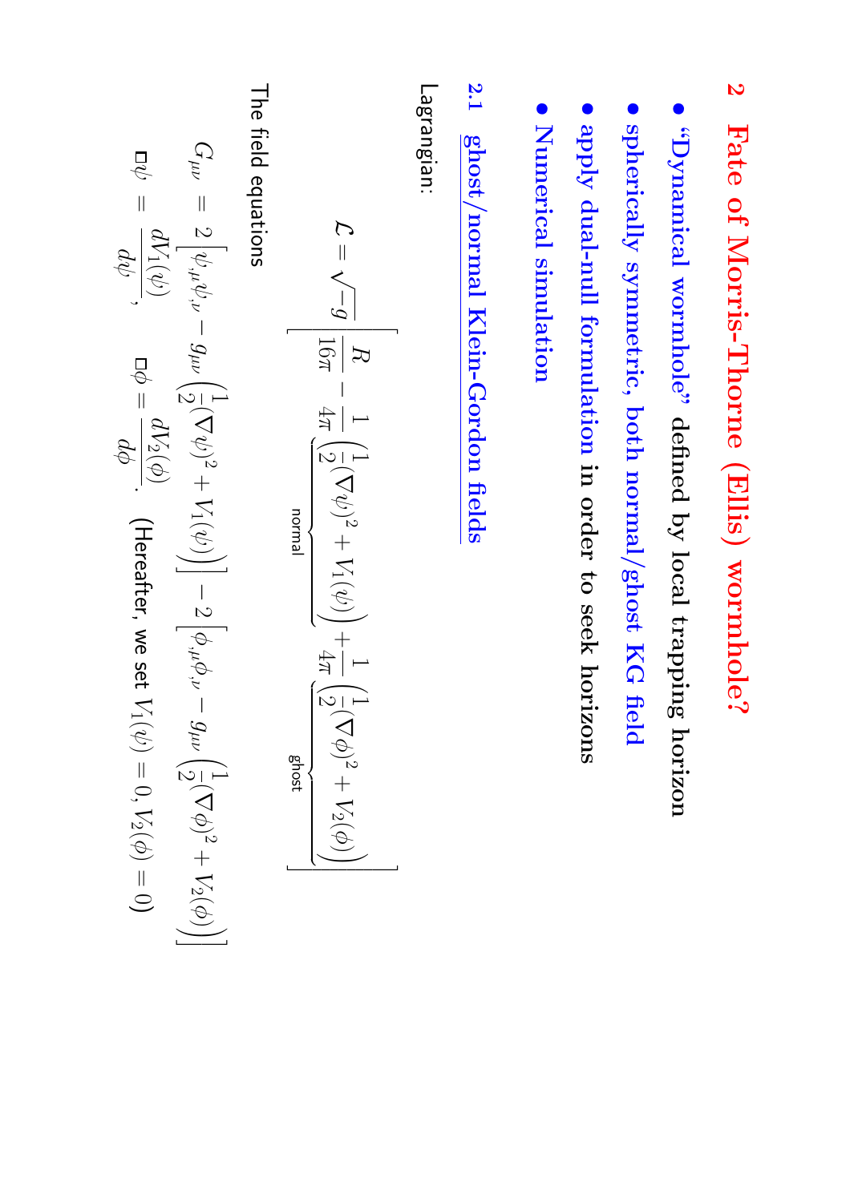## 2 Fate of Morris-Thorne (Ellis) wormhole?

- "Dynamical wormhole" defined by local trapping horizon
- spherically symmetric, both normal/ghost KG field
- apply dual-null formulation in order to seek horizons
- Numerical simulation

### 2.1 ghost/normal Klein-Gordon fields

Lagrangian:

$$\mathcal{L} = \sqrt{-g}\left[\frac{R}{16\pi} - \underbrace{\frac{1}{4\pi}\left(\frac{1}{2}(\nabla\psi)^2 + V_1(\psi)\right)}_{\text{normal}} + \underbrace{\frac{1}{4\pi}\left(\frac{1}{2}(\nabla\phi)^2 + V_2(\phi)\right)}_{\text{ghost}}\right]$$

The field equations

$$G_{\mu\nu} = 2\left[\psi_{,\mu}\psi_{,\nu} - g_{\mu\nu}\left(\frac{1}{2}(\nabla\psi)^2 + V_1(\psi)\right)\right] - 2\left[\phi_{,\mu}\phi_{,\nu} - g_{\mu\nu}\left(\frac{1}{2}(\nabla\phi)^2 + V_2(\phi)\right)\right]$$

$$\Box\psi = \frac{dV_1(\psi)}{d\psi}, \qquad \Box\phi = \frac{dV_2(\phi)}{d\phi}. \quad \text{(Hereafter, we set } V_1(\psi) = 0, V_2(\phi) = 0\text{)}$$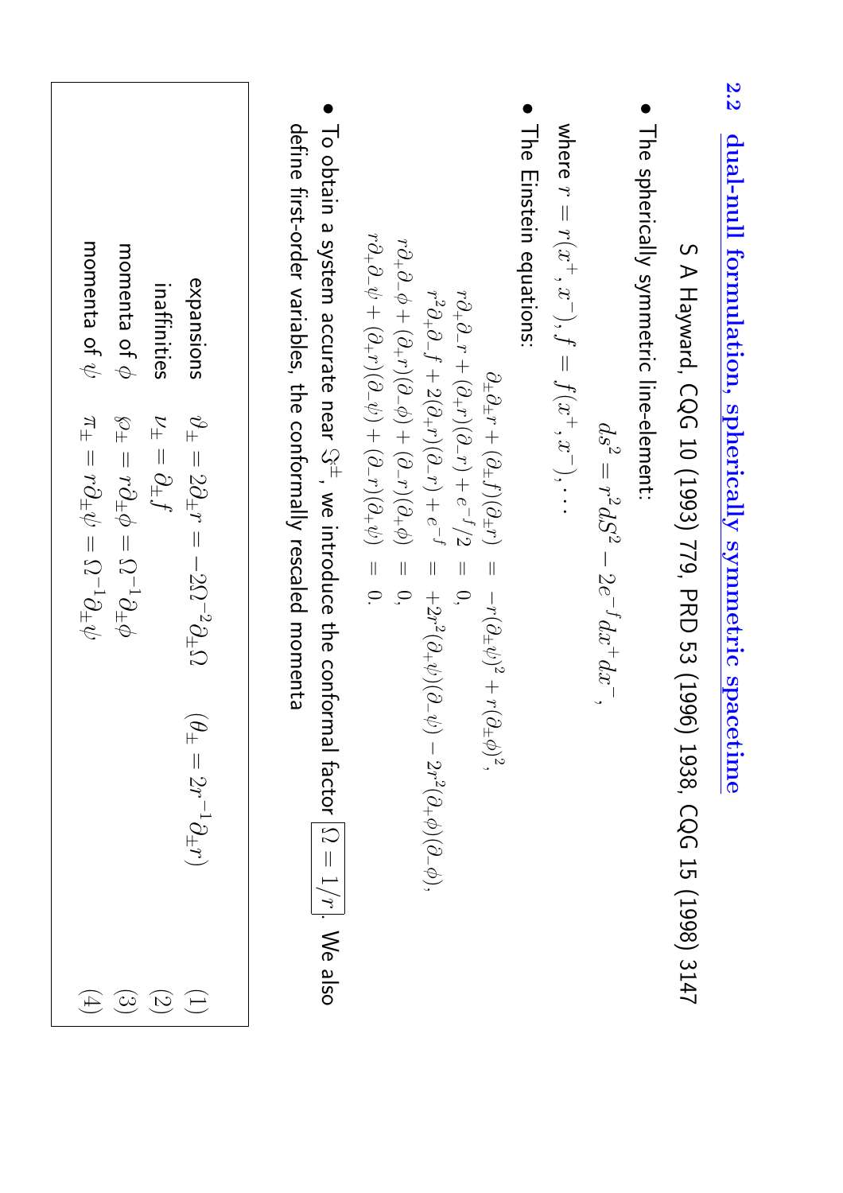## 2.2 dual-null formulation, spherically symmetric spacetime

S A Hayward, CQG 10 (1993) 779, PRD 53 (1996) 1938, CQG 15 (1998) 3147

- The spherically symmetric line-element:

$$ds^2 = r^2 dS^2 - 2e^{-f} dx^+ dx^-,$$

where $r = r(x^+, x^-), f = f(x^+, x^-), \cdots$

- The Einstein equations:

$$\begin{aligned}
\partial_\pm \partial_\pm r + (\partial_\pm f)(\partial_\pm r) &= -r(\partial_\pm \psi)^2 + r(\partial_\pm \phi)^2, \\
r\partial_+\partial_- r + (\partial_+ r)(\partial_- r) + e^{-f}/2 &= 0, \\
r^2 \partial_+\partial_- f + 2(\partial_+ r)(\partial_- r) + e^{-f} &= +2r^2(\partial_+\psi)(\partial_-\psi) - 2r^2(\partial_+\phi)(\partial_-\phi), \\
r\partial_+\partial_-\phi + (\partial_+ r)(\partial_-\phi) + (\partial_- r)(\partial_+\phi) &= 0, \\
r\partial_+\partial_-\psi + (\partial_+ r)(\partial_-\psi) + (\partial_- r)(\partial_+\psi) &= 0.
\end{aligned}$$

- To obtain a system accurate near $\Im^\pm$, we introduce the conformal factor $\boxed{\Omega = 1/r}$. We also define first-order variables, the conformally rescaled momenta

| | | | |
|---|---|---|---|
| expansions | $\vartheta_\pm = 2\partial_\pm r = -2\Omega^{-2}\partial_\pm \Omega \qquad (\theta_\pm = 2r^{-1}\partial_\pm r)$ | | (1) |
| inaffinities | $\nu_\pm = \partial_\pm f$ | | (2) |
| momenta of $\phi$ | $\wp_\pm = r\partial_\pm \phi = \Omega^{-1}\partial_\pm \phi$ | | (3) |
| momenta of $\psi$ | $\pi_\pm = r\partial_\pm \psi = \Omega^{-1}\partial_\pm \psi$ | | (4) |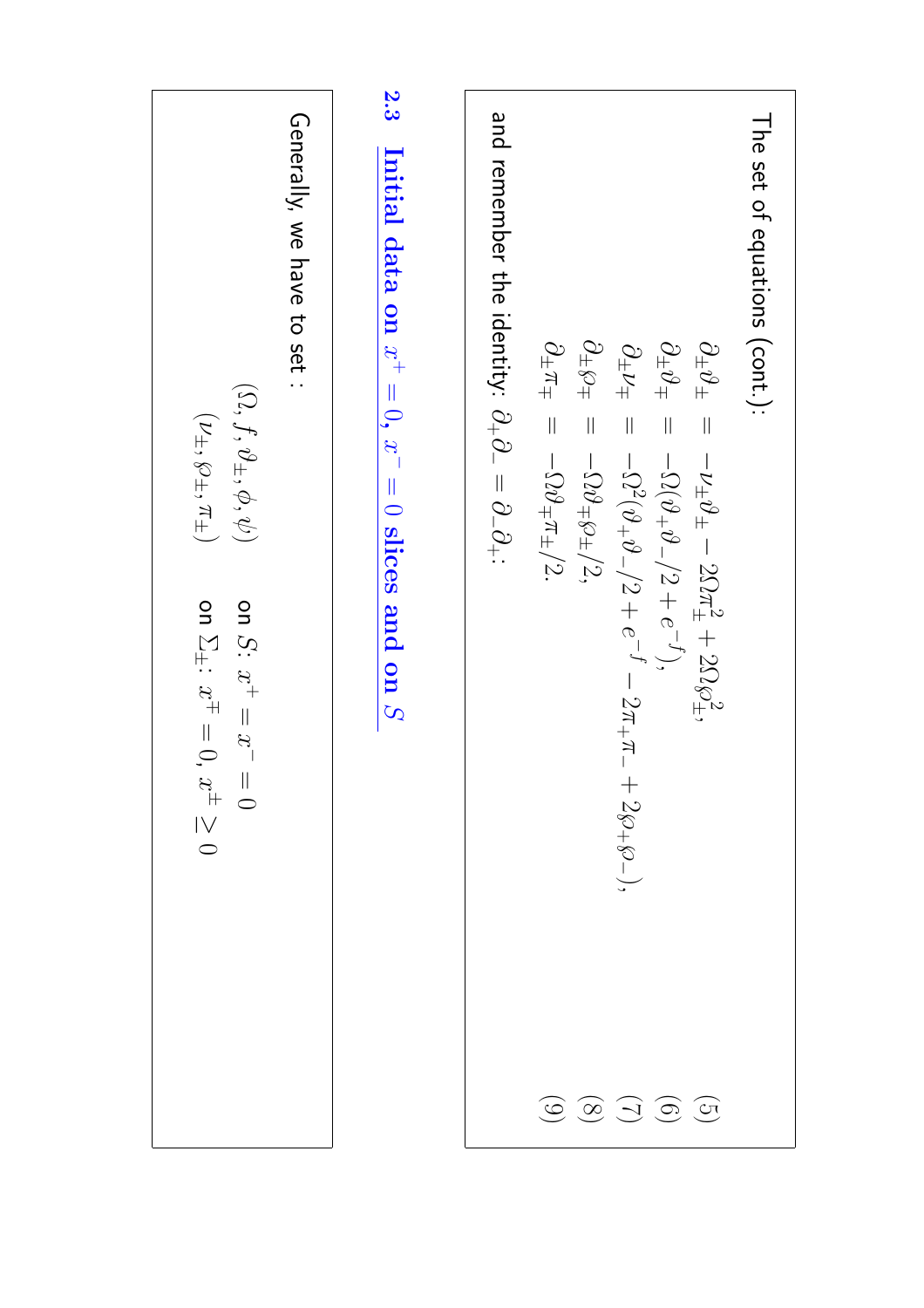The set of equations (cont.):

$$
\begin{aligned}
\partial_\pm \vartheta_\pm &= -\nu_\pm \vartheta_\pm - 2\Omega \pi_\pm^2 + 2\Omega \wp_\pm^2, && (5)\\
\partial_\pm \vartheta_\mp &= -\Omega(\vartheta_+ \vartheta_-/2 + e^{-f}), && (6)\\
\partial_\pm \nu_\mp &= -\Omega^2(\vartheta_+ \vartheta_-/2 + e^{-f} - 2\pi_+ \pi_- + 2\wp_+ \wp_-), && (7)\\
\partial_\pm \wp_\mp &= -\Omega \vartheta_\mp \wp_\pm/2, && (8)\\
\partial_\pm \pi_\mp &= -\Omega \vartheta_\mp \pi_\pm/2. && (9)
\end{aligned}
$$

and remember the identity: $\partial_+ \partial_- = \partial_- \partial_+$;

## 2.3 Initial data on $x^+ = 0$, $x^- = 0$ slices and on $S$

Generally, we have to set :

$(\Omega, f, \vartheta_\pm, \phi, \psi)$ on $S$: $x^+ = x^- = 0$

$(\nu_\pm, \wp_\pm, \pi_\pm)$ on $\Sigma_\pm$: $x^\mp = 0$, $x^\pm \geq 0$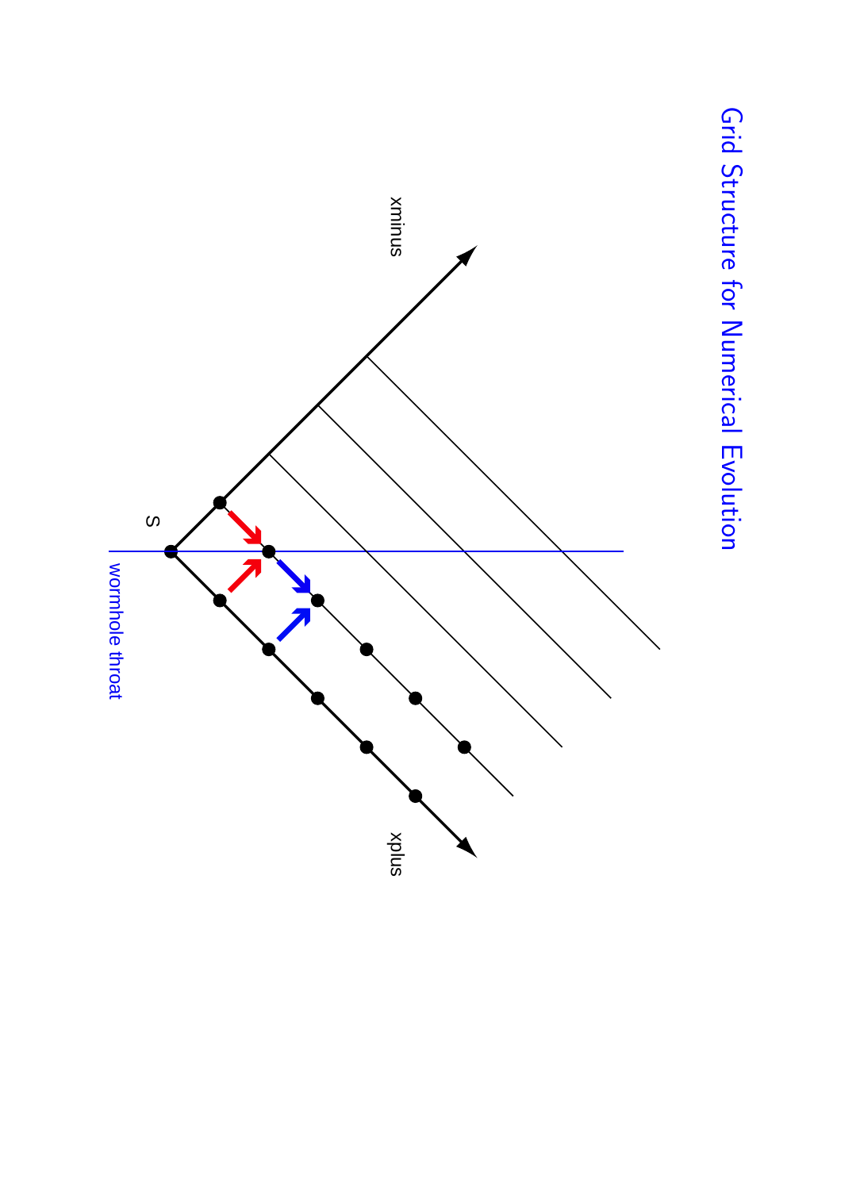Grid Structure for Numerical Evolution

xminus

S

wormhole throat

xplus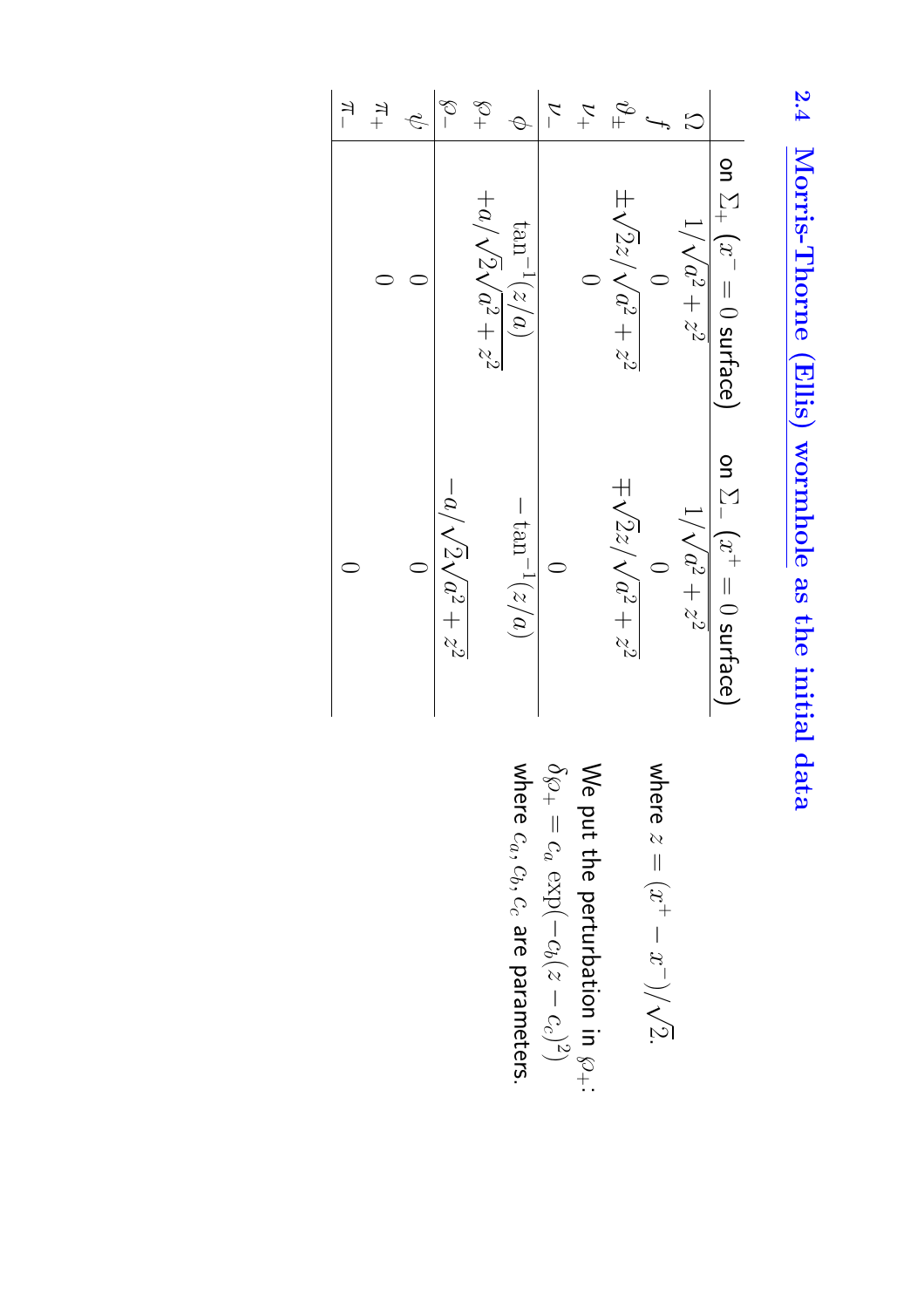## 2.4 Morris-Thorne (Ellis) wormhole as the initial data

| | on $\Sigma_+$ ($x^- = 0$ surface) | on $\Sigma_-$ ($x^+ = 0$ surface) |
|---|---|---|
| $\Omega$ | $1/\sqrt{a^2+z^2}$ | $1/\sqrt{a^2+z^2}$ |
| $f$ | $0$ | $0$ |
| $\vartheta_\pm$ | $\pm\sqrt{2}z/\sqrt{a^2+z^2}$ | $\mp\sqrt{2}z/\sqrt{a^2+z^2}$ |
| $\nu_+$ | $0$ | |
| $\nu_-$ | | $0$ |
| $\phi$ | $\tan^{-1}(z/a)$ | $-\tan^{-1}(z/a)$ |
| $\wp_+$ | $+a/\sqrt{2}\sqrt{a^2+z^2}$ | |
| $\wp_-$ | | $-a/\sqrt{2}\sqrt{a^2+z^2}$ |
| $\psi$ | $0$ | $0$ |
| $\pi_+$ | $0$ | |
| $\pi_-$ | | $0$ |

where $z = (x^+ - x^-)/\sqrt{2}$.

We put the perturbation in $\wp_+$:
$\delta\wp_+ = c_a \exp(-c_b(z-c_c)^2)$
where $c_a, c_b, c_c$ are parameters.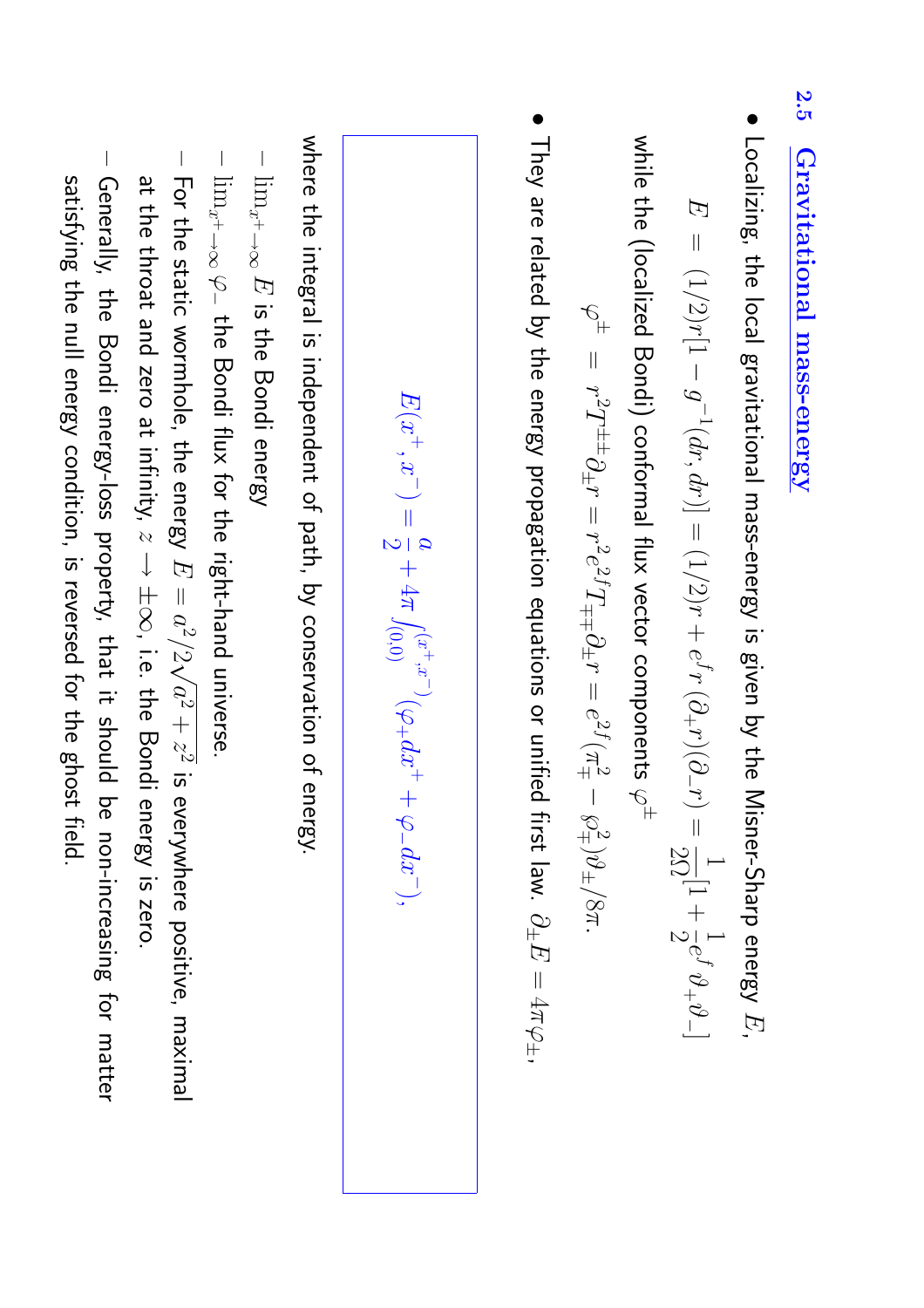### 2.5 Gravitational mass-energy

- Localizing, the local gravitational mass-energy is given by the Misner-Sharp energy $E$,

$$E = (1/2)r[1 - g^{-1}(dr, dr)] = (1/2)r + e^f r(\partial_+ r)(\partial_- r) = \frac{1}{2\Omega}[1 + \frac{1}{2}e^f \vartheta_+ \vartheta_-]$$

while the (localized Bondi) conformal flux vector components $\varphi^\pm$

$$\varphi^\pm = r^2 T^{\pm\pm}\partial_\pm r = r^2 e^{2f} T_{\mp\mp}\partial_\pm r = e^{2f}(\pi_\mp^2 - \wp_\mp^2)\vartheta_\pm/8\pi.$$

- They are related by the energy propagation equations or unifed first law. $\partial_\pm E = 4\pi\varphi_\pm$,

$$E(x^+, x^-) = \frac{a}{2} + 4\pi \int_{(0,0)}^{(x^+,x^-)} (\varphi_+ dx^+ + \varphi_- dx^-),$$

where the integral is independent of path, by conservation of energy.

- $\lim_{x^+\to\infty} E$ is the Bondi energy
- $\lim_{x^+\to\infty} \varphi_-$ the Bondi flux for the right-hand universe.
- For the static wormhole, the energy $E = a^2/2\sqrt{a^2 + z^2}$ is everywhere positive, maximal at the throat and zero at infinity, $z \to \pm\infty$, i.e. the Bondi energy is zero.
- Generally, the Bondi energy-loss property, that it should be non-increasing for matter satisfying the null energy condition, is reversed for the ghost field.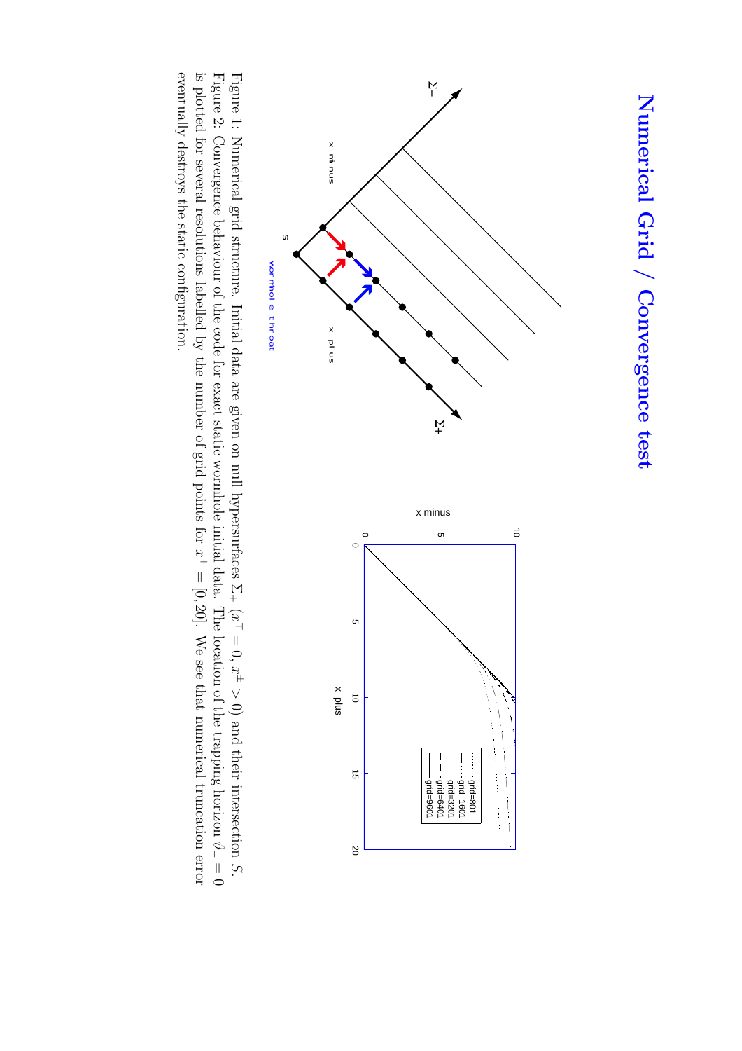# Numerical Grid / Convergence test

$\Sigma_-$

x minus

S

wormhole throat

x plus

$\Sigma_+$

x minus

10

5

0

0

5

10

15

20

x plus

grid=801

grid=1601

grid=3201

grid=6401

grid=9601

Figure 1: Numerical grid structure. Initial data are given on null hypersurfaces $\Sigma_\pm$ ($x^\mp = 0, x^\pm > 0$) and their intersection $S$.
Figure 2: Convergence behaviour of the code for exact static wormhole initial data. The location of the trapping horizon $\vartheta_- = 0$ is plotted for several resolutions labelled by the number of grid points for $x^+ = [0, 20]$. We see that numerical truncation error eventually destroys the static configuration.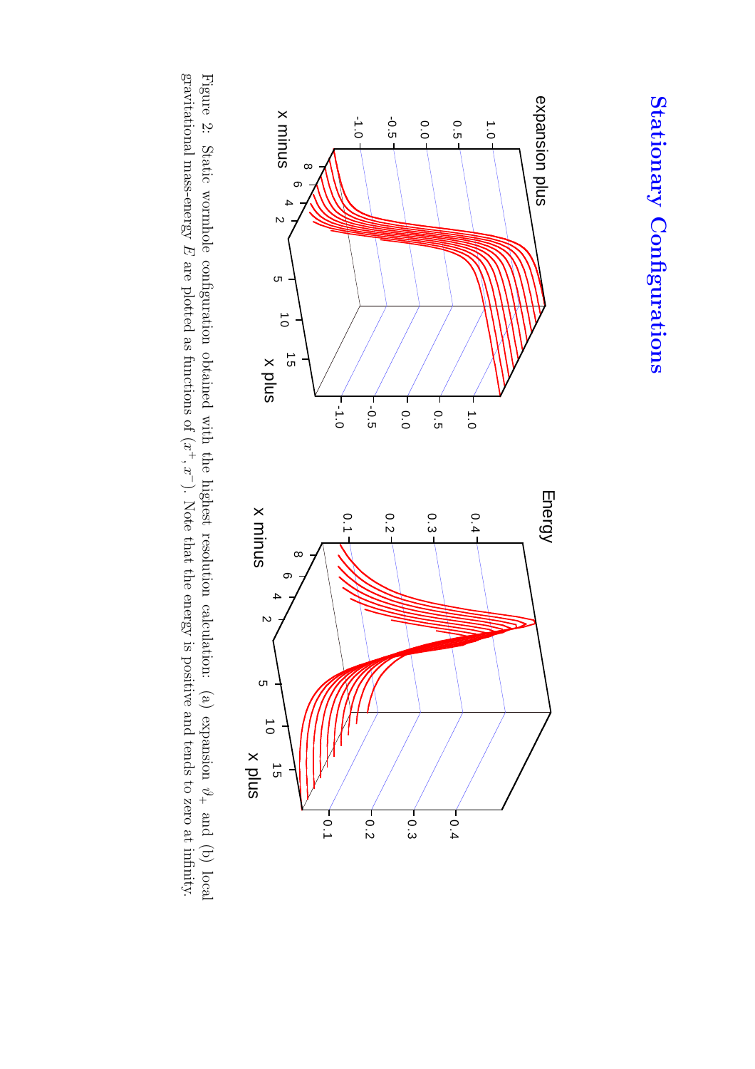## Stationary Configurations

expansion plus

1.0
0.5
0.0
-0.5
-1.0

x minus
8
6
4
2

5
10
15
x plus

-1.0
-0.5
0.0
0.5
1.0

Energy

0.4
0.3
0.2
0.1

x minus
8
6
4
2

5
10
15
x plus

0.1
0.2
0.3
0.4

Figure 2: Static wormhole configuration obtained with the highest resolution calculation: (a) expansion $\vartheta_+$ and (b) local gravitational mass-energy $E$ are plotted as functions of $(x^+, x^-)$. Note that the energy is positive and tends to zero at infinity.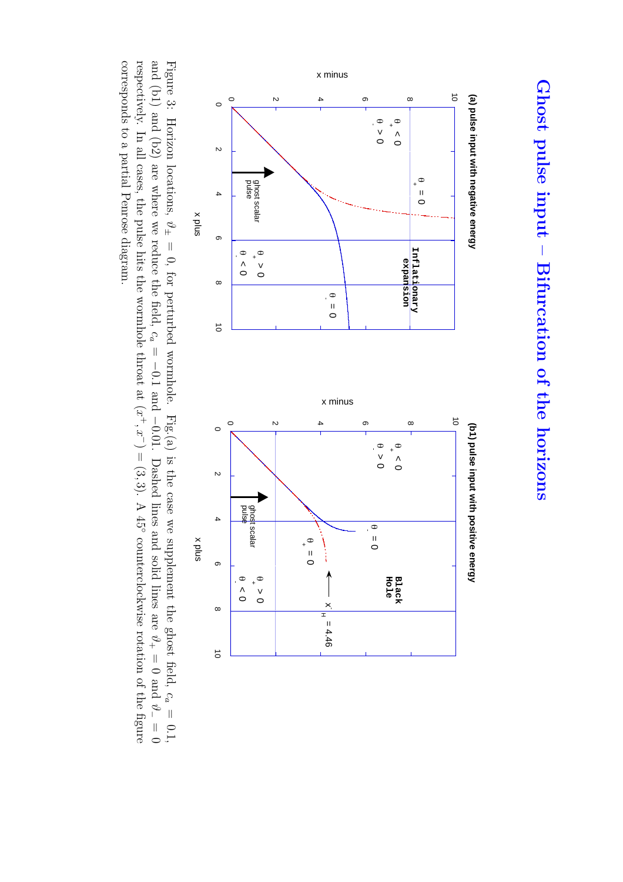# Ghost pulse input – Bifurcation of the horizons

Figure 3: Horizon locations, $\vartheta_\pm = 0$, for perturbed wormhole. Fig.(a) is the case we supplement the ghost field, $c_a = 0.1$, and (b1) and (b2) are where we reduce the field, $c_a = -0.1$ and $-0.01$. Dashed lines and solid lines are $\vartheta_+ = 0$ and $\vartheta_- = 0$ respectively. In all cases, the pulse hits the wormhole throat at $(x^+, x^-) = (3, 3)$. A $45^\circ$ counterclockwise rotation of the figure corresponds to a partial Penrose diagram.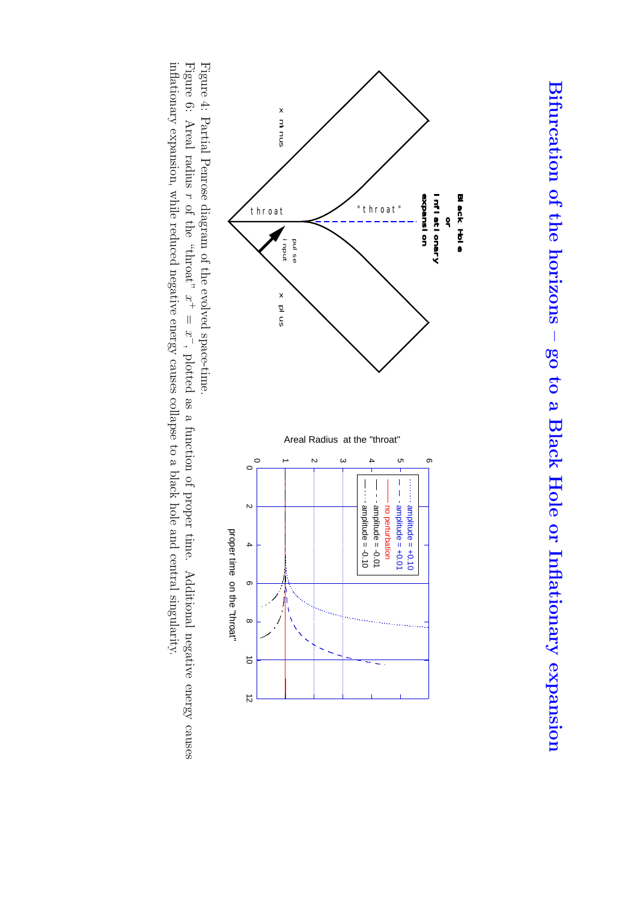# Bifurcation of the horizons – go to a Black Hole or Inflationary expansion

Black Hole
or
Inflationary
expansion

"throat"

throat

pulse
input

x minus

x plus

Areal Radius at the "throat"

proper time on the "throat"

amplitude = +0.10
amplitude = +0.01
no perturbation
amplitude = -0.01
amplitude = -0.10

0
1
2
3
4
5
6

0
2
4
6
8
10
12

Figure 4: Partial Penrose diagram of the evolved space-time.

Figure 6: Areal radius $r$ of the "throat" $x^+ = x^-$, plotted as a function of proper time. Additional negative energy causes inflationary expansion, while reduced negative energy causes collapse to a black hole and central singularity.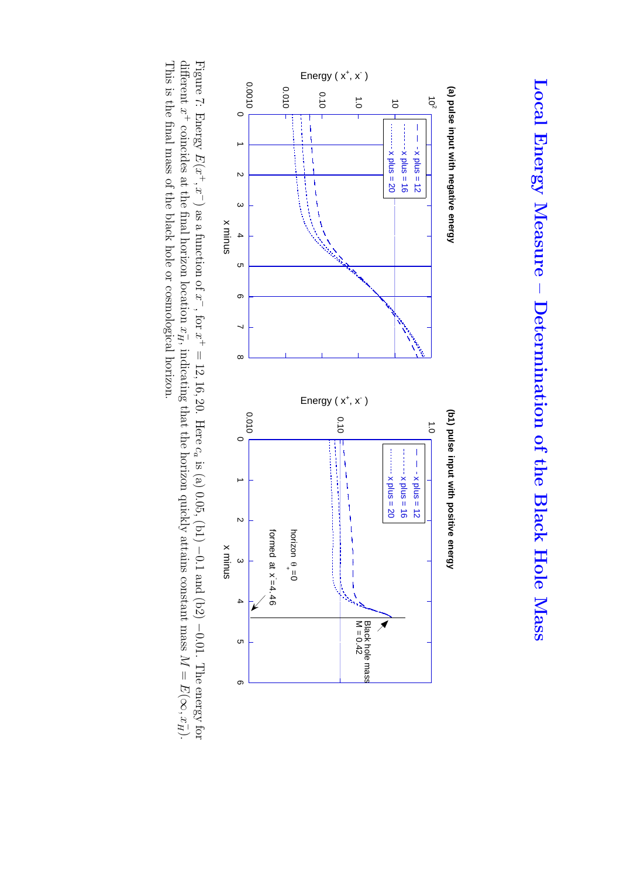# Local Energy Measure – Determination of the Black Hole Mass

(a) pulse input with negative energy

Energy ( x+, x- )

x minus

- - x plus = 12
- x plus = 16
- x plus = 20

10^2
10
1.0
0.10
0.010
0.0010

0 1 2 3 4 5 6 7 8

(b1) pulse input with positive energy

Energy ( x+, x- )

x minus

- - x plus = 12
- x plus = 16
- x plus = 20

Black hole mass M = 0.42

horizon θ+=0 formed at x-=4.46

1.0
0.10
0.010

0 1 2 3 4 5 6

Figure 7: Energy $E(x^+, x^-)$ as a function of $x^-$, for $x^+ = 12, 16, 20$. Here $c_a$ is (a) 0.05, (b1) $-0.1$ and (b2) $-0.01$. The energy for different $x^+$ coincides at the final horizon location $x_H^-$, indicating that the horizon quickly attains constant mass $M = E(\infty, x_H^-)$. This is the final mass of the black hole or cosmological horizon.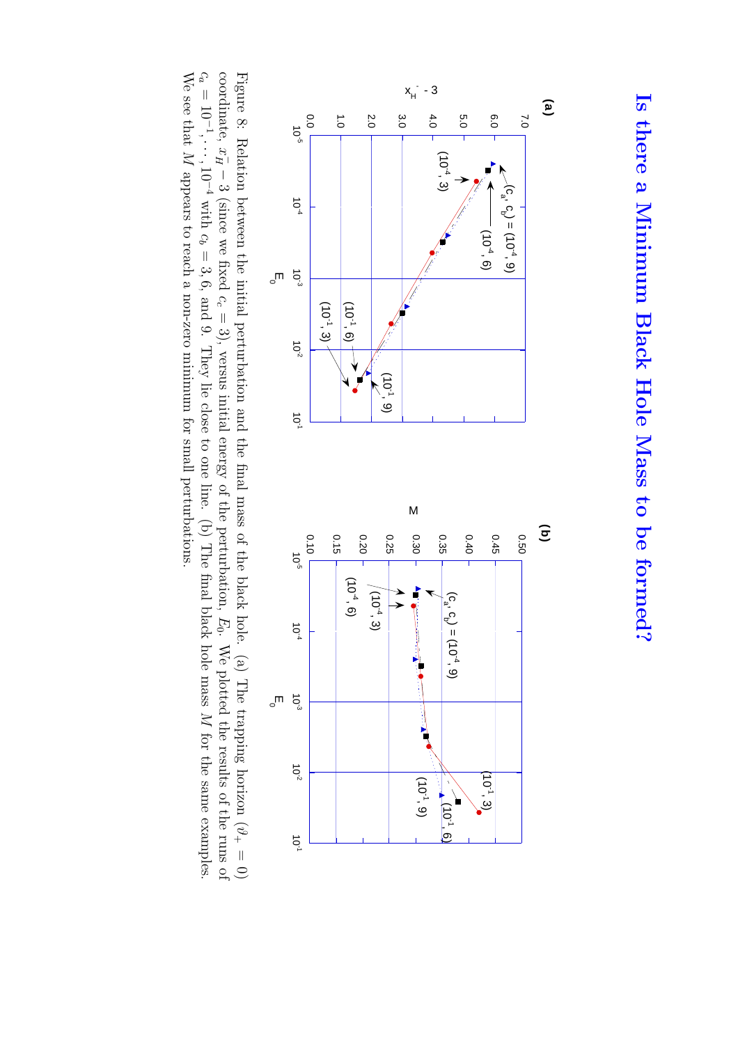# Is there a Minimum Black Hole Mass to be formed?

(a)

$x_H^- - 3$

7.0
6.0
5.0
4.0
3.0
2.0
1.0
0.0

$10^{-5}$ $10^{-4}$ $10^{-3}$ $10^{-2}$ $10^{-1}$

$E_0$

$(c_a, c_b) = (10^{-4}, 9)$
$(10^{-4}, 6)$
$(10^{-4}, 3)$
$(10^{-1}, 6)$
$(10^{-1}, 3)$
$(10^{-1}, 9)$

(b)

M

0.50
0.45
0.40
0.35
0.30
0.25
0.20
0.15
0.10

$10^{-5}$ $10^{-4}$ $10^{-3}$ $10^{-2}$ $10^{-1}$

$E_0$

$(c_a, c_b) = (10^{-4}, 9)$
$(10^{-4}, 3)$
$(10^{-4}, 6)$
$(10^{-1}, 3)$
$(10^{-1}, 9)$
$(10^{-1}, 6)$

Figure 8: Relation between the initial perturbation and the final mass of the black hole. (a) The trapping horizon ($\vartheta_+ = 0$) coordinate, $x_H^- - 3$ (since we fixed $c_c = 3$), versus initial energy of the perturbation, $E_0$. We plotted the results of the runs of $c_a = 10^{-1}, \cdots, 10^{-4}$ with $c_b = 3, 6$, and 9. They lie close to one line. (b) The final black hole mass $M$ for the same examples. We see that $M$ appears to reach a non-zero minimum for small perturbations.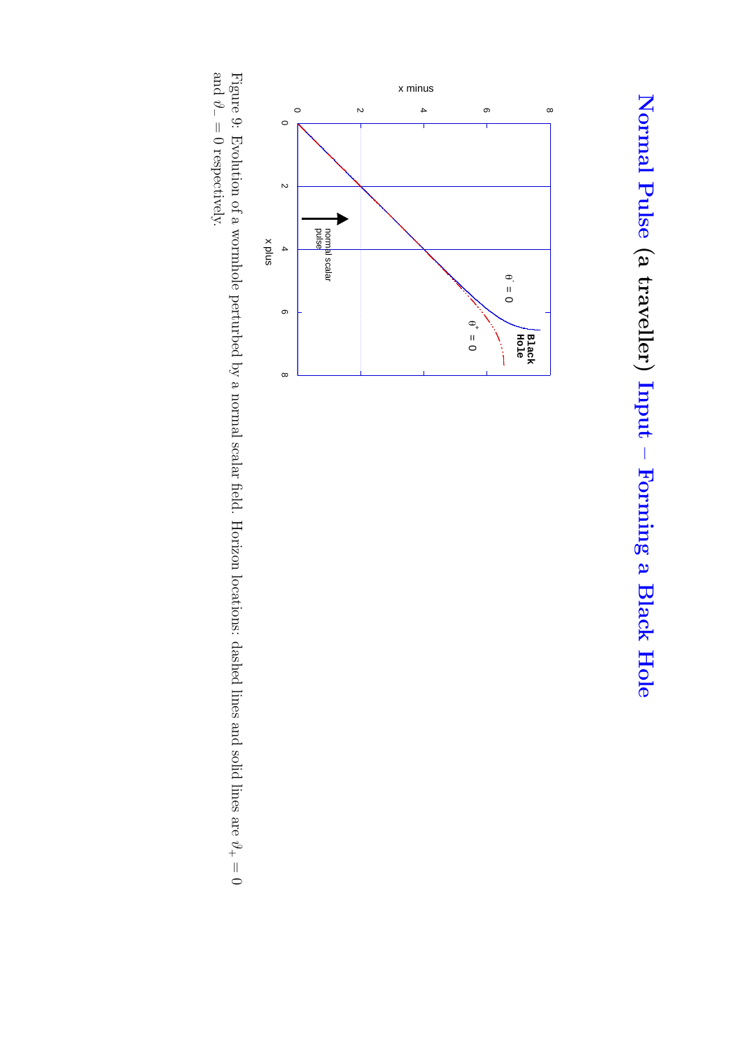## Normal Pulse (a traveller) Input – Forming a Black Hole

x minus

x plus

normal scalar pulse

$\theta^- = 0$

$\theta^+ = 0$

Black Hole

0 2 4 6 8

0 2 4 6 8

Figure 9: Evolution of a wormhole perturbed by a normal scalar field. Horizon locations: dashed lines and solid lines are $\vartheta_+ = 0$ and $\vartheta_- = 0$ respectively.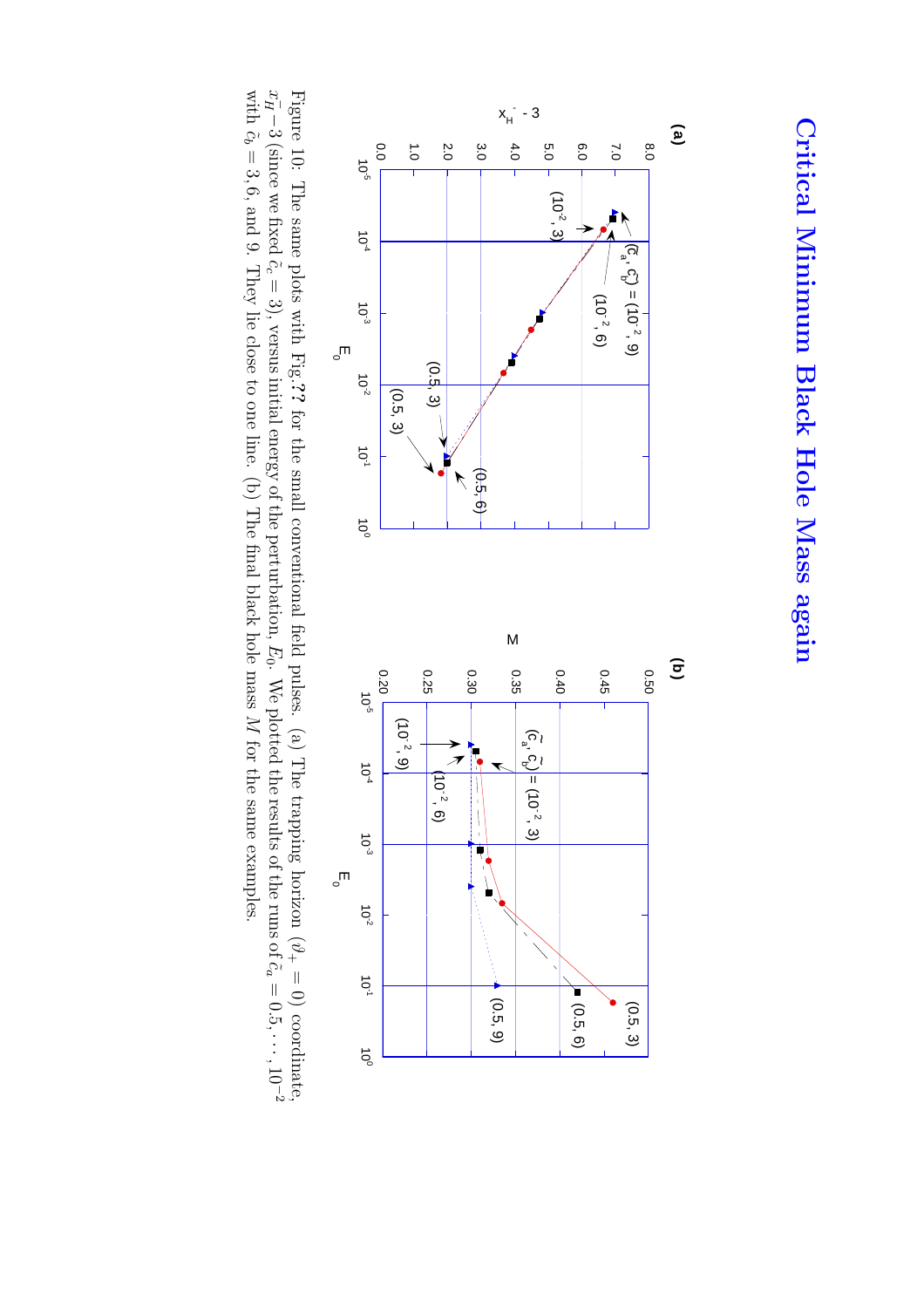# Critical Minimum Black Hole Mass again

(a)

$x_H^- - 3$

8.0
7.0
6.0
5.0
4.0
3.0
2.0
1.0
0.0

$10^{-5}$ $10^{-4}$ $10^{-3}$ $10^{-2}$ $10^{-1}$ $10^{0}$

$E_0$

$(\tilde{c}_a, \tilde{c}_b) = (10^{-2}, 9)$

$(10^{-2}, 6)$

$(10^{-2}, 3)$

(0.5, 3)

(0.5, 3)

(0.5, 6)

(b)

M

0.50
0.45
0.40
0.35
0.30
0.25
0.20

$10^{-5}$ $10^{-4}$ $10^{-3}$ $10^{-2}$ $10^{-1}$ $10^{0}$

$E_0$

$(\tilde{c}_a, \tilde{c}_b) = (10^{-2}, 3)$

$(10^{-2}, 9)$

$(10^{-2}, 6)$

(0.5, 3)

(0.5, 6)

(0.5, 9)

Figure 10. The same plots with Fig.?? for the small conventional field pulses. (a) The trapping horizon ($\vartheta_+ = 0$) coordinate, $x_H^- - 3$ (since we fixed $\tilde{c}_c = 3$), versus initial energy of the perturbation, $E_0$. We plotted the results of the runs of $\tilde{c}_a = 0.5, \cdots, 10^{-2}$ with $\tilde{c}_b = 3, 6$, and 9. They lie close to one line. (b) The final black hole mass $M$ for the same examples.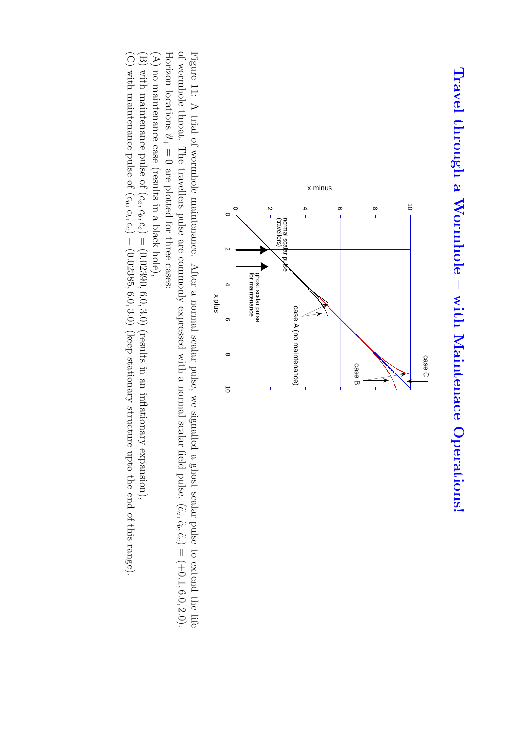# Travel through a Wormhole – with Maintenace Operations!

x minus

x plus

0
2
4
6
8
10

0
2
4
6
8
10

normal scalar pulse
(travellers)

ghost scalar pulse
for maintenance

case A (no maintenance)

case B

case C

Figure 11: A trial of wormhole maintenance. After a normal scalar pulse, we signalled a ghost scalar pulse to extend the life of wormhole throat. The travellers pulse are commonly expressed with a normal scalar field pulse, $(\tilde{c}_a, \tilde{c}_b, \tilde{c}_c) = (+0.1, 6.0, 2.0)$. Horizon locations $\vartheta_+ = 0$ are plotted for three cases:
(A) no maintenance case (results in a black hole),
(B) with maintenance pulse of $(c_a, c_b, c_c) = (0.0290, 6.0, 3.0)$ (results in an inflationary expansion),
(C) with maintenance pulse of $(c_a, c_b, c_c) = (0.0285, 6.0, 3.0)$ (keep stationary structure upto the end of this range).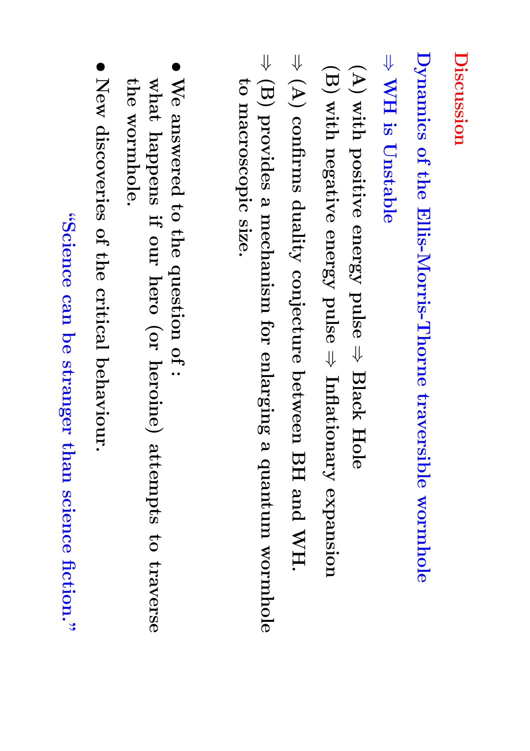# Discussion

## Dynamics of the Ellis-Morris-Thorne traversible wormhole

$\Rightarrow$ WH is Unstable

**(A)** with positive energy pulse $\Rightarrow$ Black Hole

**(B)** with negative energy pulse $\Rightarrow$ Inflationary expansion

$\Rightarrow$ **(A)** confirms duality conjecture between BH and WH.

$\Rightarrow$ **(B)** provides a mechanism for enlarging a quantum wormhole to macroscopic size.

- We answered to the question of : what happens if our hero (or heroine) attempts to traverse the wormhole.
- New discoveries of the critical behaviour.

"Science can be stranger than science fiction."